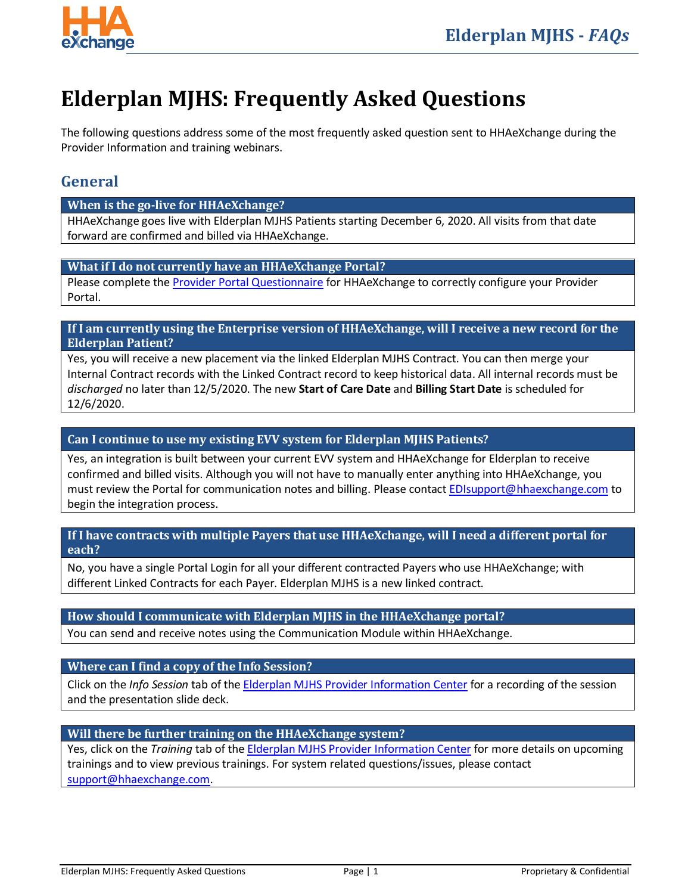# Elderplan MJHS: Frequently Asked Questions

The following questions address some of the most frequently asked question sent to HHAeXchange during the Provider Information and training webinars.

## General

### When is the go-live for HHAeXchange?

HHAeXchange goes live with Elderplan MJHS Patients starting December 6, 2020. All visits from that date forward are confirmed and billed via HHAeXchange.

### What if I do not currently have an HHAeXchange Portal?

Please complete the Provider Portal Questionnaire for HHAeXchange to correctly configure your Provider Portal.

### If I am currently using the Enterprise version of HHAeXchange, will I receive a new record for the Elderplan Patient?

Yes, you will receive a new placement via the linked Elderplan MJHS Contract. You can then merge your Internal Contract records with the Linked Contract record to keep historical data. All internal records must be *discharged* no later than 12/5/2020. The new **Start of Care Date** and **Billing Start Date** is scheduled for 12/6/2020.

### Can I continue to use my existing EVV system for Elderplan MJHS Patients?

Yes, an integration is built between your current EVV system and HHAeXchange for Elderplan to receive confirmed and billed visits. Although you will not have to manually enter anything into HHAeXchange, you must review the Portal for communication notes and billing. Please contact EDIsupport@hhaexchange.com to begin the integration process.

### If I have contracts with multiple Payers that use HHAeXchange, will I need a different portal for each?

No, you have a single Portal Login for all your different contracted Payers who use HHAeXchange; with different Linked Contracts for each Payer. Elderplan MJHS is a new linked contract.

### How should I communicate with Elderplan MJHS in the HHAeXchange portal?

You can send and receive notes using the Communication Module within HHAeXchange.

### Where can I find a copy of the Info Session?

Click on the *Info Session* tab of the Elderplan MJHS Provider Information Center for a recording of the session and the presentation slide deck.

### Will there be further training on the HHAeXchange system?

Yes, click on the *Training* tab of the Elderplan MJHS Provider Information Center for more details on upcoming trainings and to view previous trainings. For system related questions/issues, please contact support@hhaexchange.com.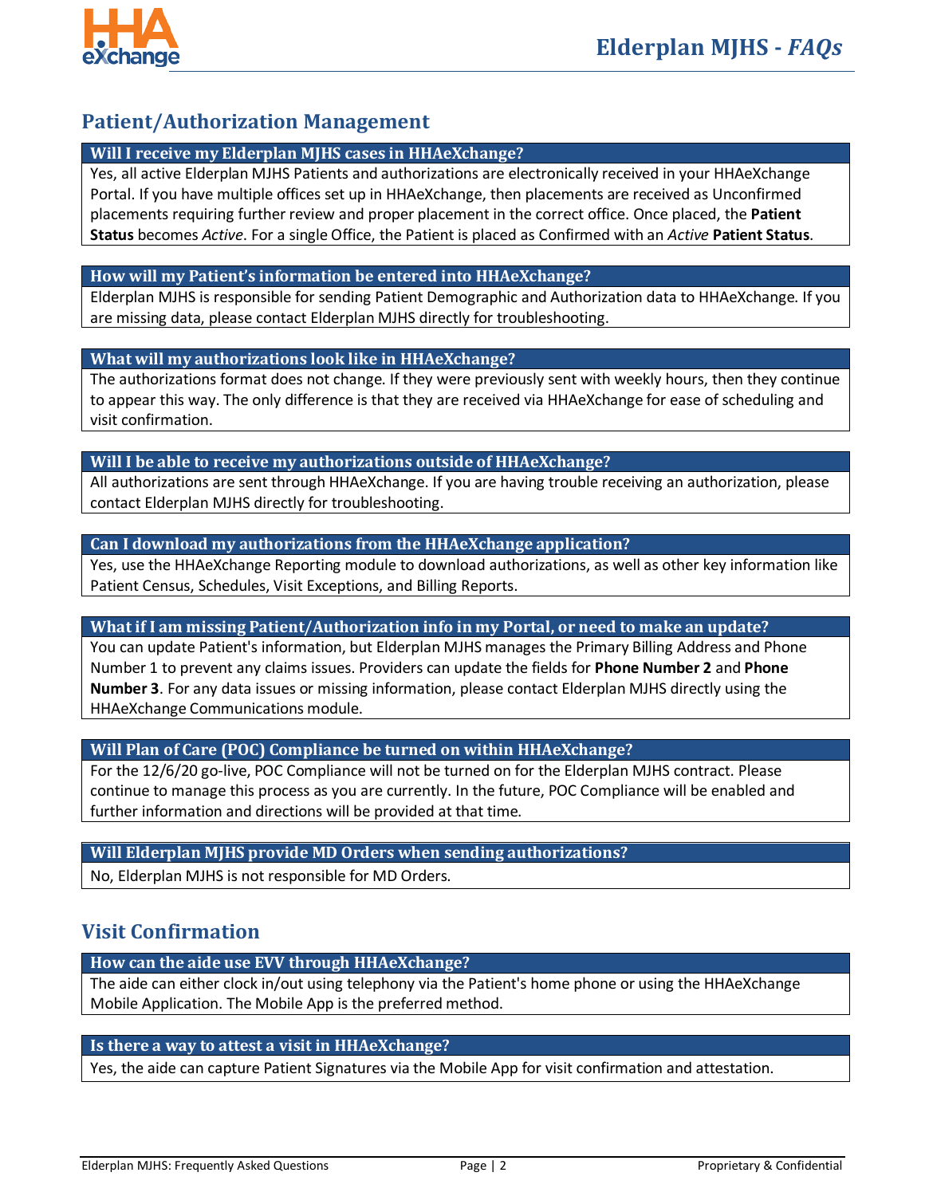## Patient/Authorization Management

### Will I receive my Elderplan MJHS cases in HHAeXchange?

Yes, all active Elderplan MJHS Patients and authorizations are electronically received in your HHAeXchange Portal. If you have multiple offices set up in HHAeXchange, then placements are received as Unconfirmed placements requiring further review and proper placement in the correct office. Once placed, the **Patient Status** becomes *Active*. For a single Office, the Patient is placed as Confirmed with an *Active* **Patient Status**.

### How will my Patient's information be entered into HHAeXchange?

Elderplan MJHS is responsible for sending Patient Demographic and Authorization data to HHAeXchange. If you are missing data, please contact Elderplan MJHS directly for troubleshooting.

### What will my authorizations look like in HHAeXchange?

The authorizations format does not change. If they were previously sent with weekly hours, then they continue to appear this way. The only difference is that they are received via HHAeXchange for ease of scheduling and visit confirmation.

### Will I be able to receive my authorizations outside of HHAeXchange?

All authorizations are sent through HHAeXchange. If you are having trouble receiving an authorization, please contact Elderplan MJHS directly for troubleshooting.

### Can I download my authorizations from the HHAeXchange application?

Yes, use the HHAeXchange Reporting module to download authorizations, as well as other key information like Patient Census, Schedules, Visit Exceptions, and Billing Reports.

### What if I am missing Patient/Authorization info in my Portal, or need to make an update?

You can update Patient's information, but Elderplan MJHS manages the Primary Billing Address and Phone Number 1 to prevent any claims issues. Providers can update the fields for **Phone Number 2** and **Phone Number 3**. For any data issues or missing information, please contact Elderplan MJHS directly using the HHAeXchange Communications module.

### Will Plan of Care (POC) Compliance be turned on within HHAeXchange?

For the 12/6/20 go-live, POC Compliance will not be turned on for the Elderplan MJHS contract. Please continue to manage this process as you are currently. In the future, POC Compliance will be enabled and further information and directions will be provided at that time.

### Will Elderplan MJHS provide MD Orders when sending authorizations?

No, Elderplan MJHS is not responsible for MD Orders.

## Visit Confirmation

### How can the aide use EVV through HHAeXchange?

The aide can either clock in/out using telephony via the Patient's home phone or using the HHAeXchange Mobile Application. The Mobile App is the preferred method.

### Is there a way to attest a visit in HHAeXchange?

Yes, the aide can capture Patient Signatures via the Mobile App for visit confirmation and attestation.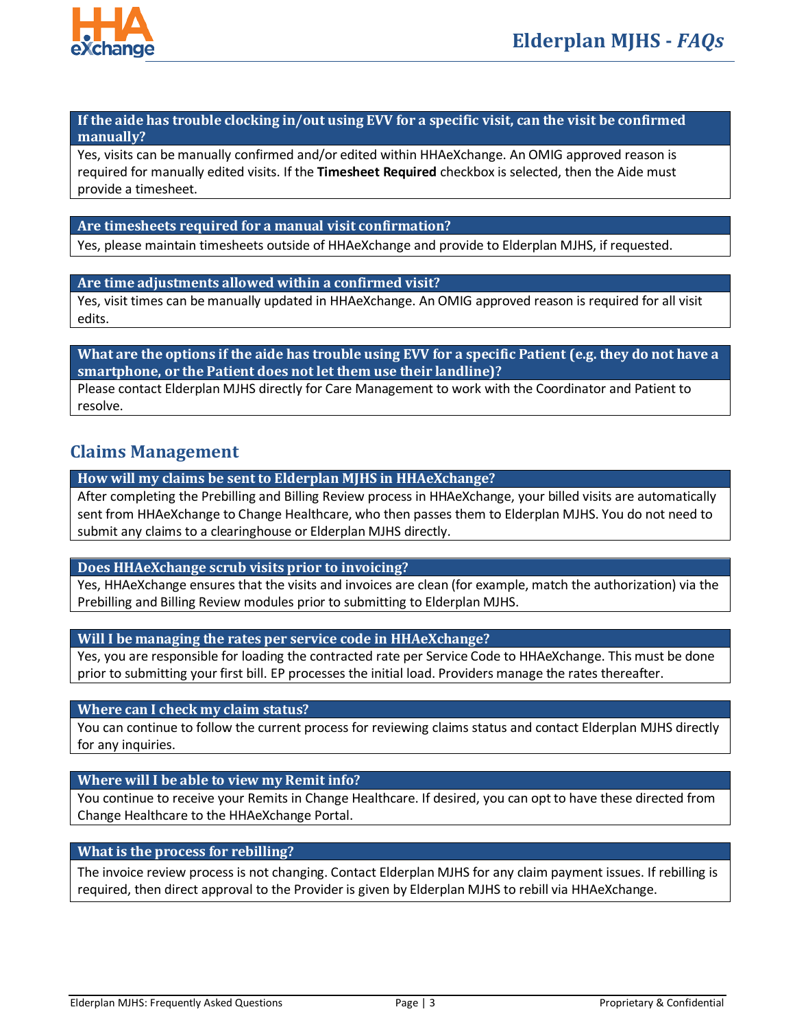### If the aide has trouble clocking in/out using EVV for a specific visit, can the visit be confirmed manually?

Yes, visits can be manually confirmed and/or edited within HHAeXchange. An OMIG approved reason is required for manually edited visits. If the **Timesheet Required** checkbox is selected, then the Aide must provide a timesheet.

### Are timesheets required for a manual visit confirmation?

Yes, please maintain timesheets outside of HHAeXchange and provide to Elderplan MJHS, if requested.

### Are time adjustments allowed within a confirmed visit?

Yes, visit times can be manually updated in HHAeXchange. An OMIG approved reason is required for all visit edits.

### What are the options if the aide has trouble using EVV for a specific Patient (e.g. they do not have a smartphone, or the Patient does not let them use their landline)?

Please contact Elderplan MJHS directly for Care Management to work with the Coordinator and Patient to resolve.

## Claims Management

### How will my claims be sent to Elderplan MJHS in HHAeXchange?

After completing the Prebilling and Billing Review process in HHAeXchange, your billed visits are automatically sent from HHAeXchange to Change Healthcare, who then passes them to Elderplan MJHS. You do not need to submit any claims to a clearinghouse or Elderplan MJHS directly.

### Does HHAeXchange scrub visits prior to invoicing?

Yes, HHAeXchange ensures that the visits and invoices are clean (for example, match the authorization) via the Prebilling and Billing Review modules prior to submitting to Elderplan MJHS.

### Will I be managing the rates per service code in HHAeXchange?

Yes, you are responsible for loading the contracted rate per Service Code to HHAeXchange. This must be done prior to submitting your first bill. EP processes the initial load. Providers manage the rates thereafter.

### Where can I check my claim status?

You can continue to follow the current process for reviewing claims status and contact Elderplan MJHS directly for any inquiries.

### Where will I be able to view my Remit info?

You continue to receive your Remits in Change Healthcare. If desired, you can opt to have these directed from Change Healthcare to the HHAeXchange Portal.

### What is the process for rebilling?

The invoice review process is not changing. Contact Elderplan MJHS for any claim payment issues. If rebilling is required, then direct approval to the Provider is given by Elderplan MJHS to rebill via HHAeXchange.